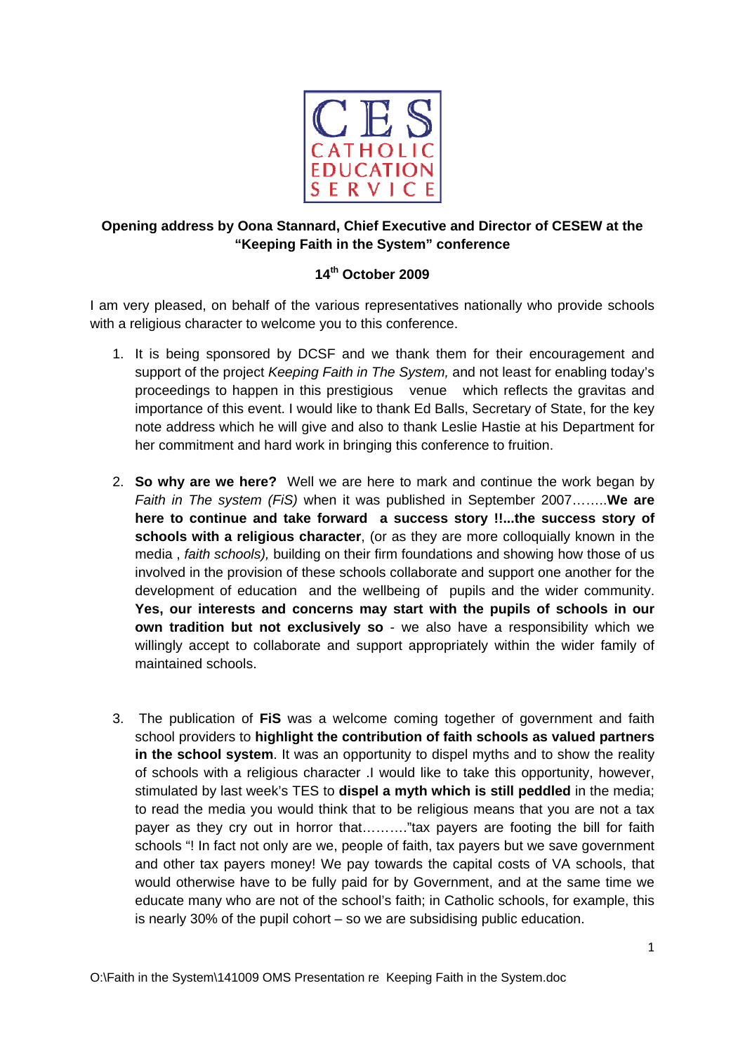CES
CATHOLIC
EDUCATION
SERVICE

**Opening address by Oona Stannard, Chief Executive and Director of CESEW at the "Keeping Faith in the System" conference**

**14th October 2009**

I am very pleased, on behalf of the various representatives nationally who provide schools with a religious character to welcome you to this conference.

1. It is being sponsored by DCSF and we thank them for their encouragement and support of the project *Keeping Faith in The System,* and not least for enabling today's proceedings to happen in this prestigious venue which reflects the gravitas and importance of this event. I would like to thank Ed Balls, Secretary of State, for the key note address which he will give and also to thank Leslie Hastie at his Department for her commitment and hard work in bringing this conference to fruition.

2. **So why are we here?** Well we are here to mark and continue the work began by *Faith in The system (FiS)* when it was published in September 2007……..**We are here to continue and take forward a success story !!...the success story of schools with a religious character**, (or as they are more colloquially known in the media , *faith schools),* building on their firm foundations and showing how those of us involved in the provision of these schools collaborate and support one another for the development of education and the wellbeing of pupils and the wider community. **Yes, our interests and concerns may start with the pupils of schools in our own tradition but not exclusively so** - we also have a responsibility which we willingly accept to collaborate and support appropriately within the wider family of maintained schools.

3. The publication of **FiS** was a welcome coming together of government and faith school providers to **highlight the contribution of faith schools as valued partners in the school system**. It was an opportunity to dispel myths and to show the reality of schools with a religious character .I would like to take this opportunity, however, stimulated by last week's TES to **dispel a myth which is still peddled** in the media; to read the media you would think that to be religious means that you are not a tax payer as they cry out in horror that………"tax payers are footing the bill for faith schools "! In fact not only are we, people of faith, tax payers but we save government and other tax payers money! We pay towards the capital costs of VA schools, that would otherwise have to be fully paid for by Government, and at the same time we educate many who are not of the school's faith; in Catholic schools, for example, this is nearly 30% of the pupil cohort – so we are subsidising public education.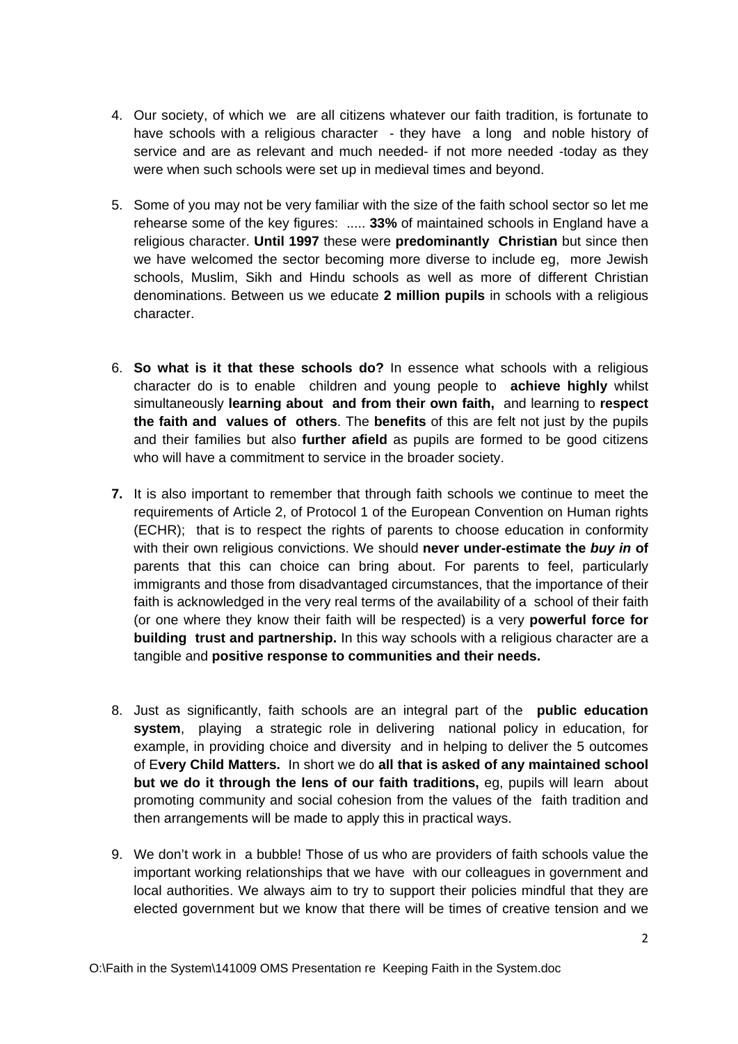4. Our society, of which we are all citizens whatever our faith tradition, is fortunate to have schools with a religious character - they have a long and noble history of service and are as relevant and much needed- if not more needed -today as they were when such schools were set up in medieval times and beyond.

5. Some of you may not be very familiar with the size of the faith school sector so let me rehearse some of the key figures: ..... **33%** of maintained schools in England have a religious character. **Until 1997** these were **predominantly Christian** but since then we have welcomed the sector becoming more diverse to include eg, more Jewish schools, Muslim, Sikh and Hindu schools as well as more of different Christian denominations. Between us we educate **2 million pupils** in schools with a religious character.

6. **So what is it that these schools do?** In essence what schools with a religious character do is to enable children and young people to **achieve highly** whilst simultaneously **learning about and from their own faith,** and learning to **respect the faith and values of others**. The **benefits** of this are felt not just by the pupils and their families but also **further afield** as pupils are formed to be good citizens who will have a commitment to service in the broader society.

7. It is also important to remember that through faith schools we continue to meet the requirements of Article 2, of Protocol 1 of the European Convention on Human rights (ECHR); that is to respect the rights of parents to choose education in conformity with their own religious convictions. We should **never under-estimate the *buy in* of** parents that this can choice can bring about. For parents to feel, particularly immigrants and those from disadvantaged circumstances, that the importance of their faith is acknowledged in the very real terms of the availability of a school of their faith (or one where they know their faith will be respected) is a very **powerful force for building trust and partnership.** In this way schools with a religious character are a tangible and **positive response to communities and their needs.**

8. Just as significantly, faith schools are an integral part of the **public education system**, playing a strategic role in delivering national policy in education, for example, in providing choice and diversity and in helping to deliver the 5 outcomes of E**very Child Matters.** In short we do **all that is asked of any maintained school but we do it through the lens of our faith traditions,** eg, pupils will learn about promoting community and social cohesion from the values of the faith tradition and then arrangements will be made to apply this in practical ways.

9. We don't work in a bubble! Those of us who are providers of faith schools value the important working relationships that we have with our colleagues in government and local authorities. We always aim to try to support their policies mindful that they are elected government but we know that there will be times of creative tension and we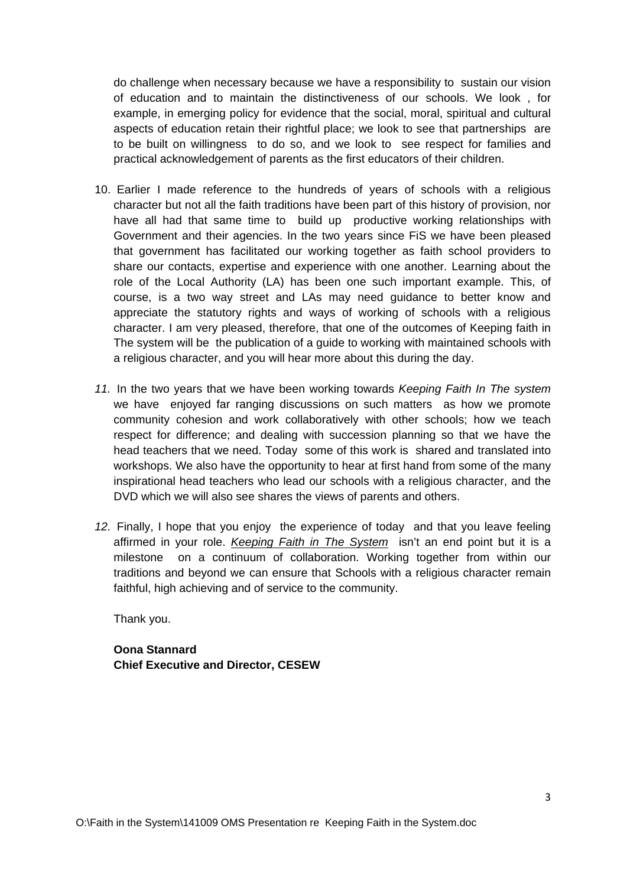do challenge when necessary because we have a responsibility to sustain our vision of education and to maintain the distinctiveness of our schools. We look , for example, in emerging policy for evidence that the social, moral, spiritual and cultural aspects of education retain their rightful place; we look to see that partnerships are to be built on willingness to do so, and we look to see respect for families and practical acknowledgement of parents as the first educators of their children.

10. Earlier I made reference to the hundreds of years of schools with a religious character but not all the faith traditions have been part of this history of provision, nor have all had that same time to build up productive working relationships with Government and their agencies. In the two years since FiS we have been pleased that government has facilitated our working together as faith school providers to share our contacts, expertise and experience with one another. Learning about the role of the Local Authority (LA) has been one such important example. This, of course, is a two way street and LAs may need guidance to better know and appreciate the statutory rights and ways of working of schools with a religious character. I am very pleased, therefore, that one of the outcomes of Keeping faith in The system will be the publication of a guide to working with maintained schools with a religious character, and you will hear more about this during the day.

*11.* In the two years that we have been working towards *Keeping Faith In The system* we have enjoyed far ranging discussions on such matters as how we promote community cohesion and work collaboratively with other schools; how we teach respect for difference; and dealing with succession planning so that we have the head teachers that we need. Today some of this work is shared and translated into workshops. We also have the opportunity to hear at first hand from some of the many inspirational head teachers who lead our schools with a religious character, and the DVD which we will also see shares the views of parents and others.

*12.* Finally, I hope that you enjoy the experience of today and that you leave feeling affirmed in your role. <u>*Keeping Faith in The System*</u> isn't an end point but it is a milestone on a continuum of collaboration. Working together from within our traditions and beyond we can ensure that Schools with a religious character remain faithful, high achieving and of service to the community.

Thank you.

**Oona Stannard**
**Chief Executive and Director, CESEW**